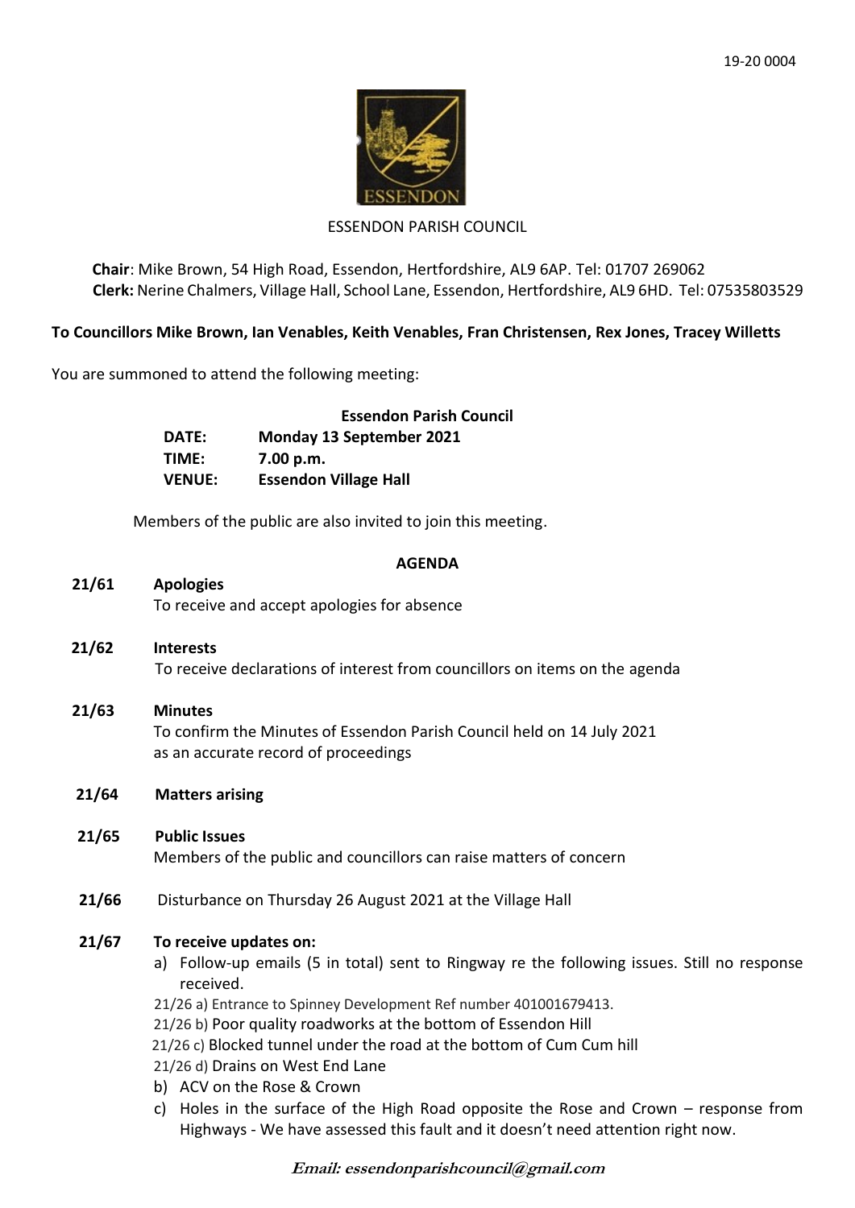19-20 0004

ESSENDON PARISH COUNCIL

**Chair**: Mike Brown, 54 High Road, Essendon, Hertfordshire, AL9 6AP. Tel: 01707 269062
**Clerk:** Nerine Chalmers, Village Hall, School Lane, Essendon, Hertfordshire, AL9 6HD. Tel: 07535803529

**To Councillors Mike Brown, Ian Venables, Keith Venables, Fran Christensen, Rex Jones, Tracey Willetts**

You are summoned to attend the following meeting:

**Essendon Parish Council**

| | |
|---|---|
| **DATE:** | **Monday 13 September 2021** |
| **TIME:** | **7.00 p.m.** |
| **VENUE:** | **Essendon Village Hall** |

Members of the public are also invited to join this meeting.

## AGENDA

**21/61 Apologies**
To receive and accept apologies for absence

**21/62 Interests**
To receive declarations of interest from councillors on items on the agenda

**21/63 Minutes**
To confirm the Minutes of Essendon Parish Council held on 14 July 2021 as an accurate record of proceedings

**21/64 Matters arising**

**21/65 Public Issues**
Members of the public and councillors can raise matters of concern

**21/66** Disturbance on Thursday 26 August 2021 at the Village Hall

**21/67 To receive updates on:**

a) Follow-up emails (5 in total) sent to Ringway re the following issues. Still no response received.
   21/26 a) Entrance to Spinney Development Ref number 401001679413.
   21/26 b) Poor quality roadworks at the bottom of Essendon Hill
   21/26 c) Blocked tunnel under the road at the bottom of Cum Cum hill
   21/26 d) Drains on West End Lane
b) ACV on the Rose & Crown
c) Holes in the surface of the High Road opposite the Rose and Crown – response from Highways - We have assessed this fault and it doesn't need attention right now.

*Email: essendonparishcouncil@gmail.com*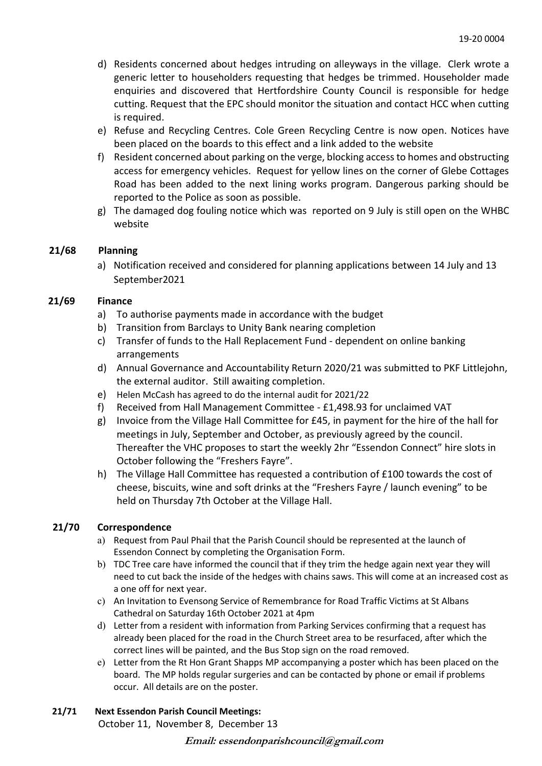d) Residents concerned about hedges intruding on alleyways in the village. Clerk wrote a generic letter to householders requesting that hedges be trimmed. Householder made enquiries and discovered that Hertfordshire County Council is responsible for hedge cutting. Request that the EPC should monitor the situation and contact HCC when cutting is required.

e) Refuse and Recycling Centres. Cole Green Recycling Centre is now open. Notices have been placed on the boards to this effect and a link added to the website

f) Resident concerned about parking on the verge, blocking access to homes and obstructing access for emergency vehicles. Request for yellow lines on the corner of Glebe Cottages Road has been added to the next lining works program. Dangerous parking should be reported to the Police as soon as possible.

g) The damaged dog fouling notice which was reported on 9 July is still open on the WHBC website

**21/68 Planning**

a) Notification received and considered for planning applications between 14 July and 13 September2021

**21/69 Finance**

a) To authorise payments made in accordance with the budget
b) Transition from Barclays to Unity Bank nearing completion
c) Transfer of funds to the Hall Replacement Fund - dependent on online banking arrangements
d) Annual Governance and Accountability Return 2020/21 was submitted to PKF Littlejohn, the external auditor. Still awaiting completion.
e) Helen McCash has agreed to do the internal audit for 2021/22
f) Received from Hall Management Committee - £1,498.93 for unclaimed VAT
g) Invoice from the Village Hall Committee for £45, in payment for the hire of the hall for meetings in July, September and October, as previously agreed by the council. Thereafter the VHC proposes to start the weekly 2hr "Essendon Connect" hire slots in October following the "Freshers Fayre".
h) The Village Hall Committee has requested a contribution of £100 towards the cost of cheese, biscuits, wine and soft drinks at the "Freshers Fayre / launch evening" to be held on Thursday 7th October at the Village Hall.

**21/70 Correspondence**

a) Request from Paul Phail that the Parish Council should be represented at the launch of Essendon Connect by completing the Organisation Form.
b) TDC Tree care have informed the council that if they trim the hedge again next year they will need to cut back the inside of the hedges with chains saws. This will come at an increased cost as a one off for next year.
c) An Invitation to Evensong Service of Remembrance for Road Traffic Victims at St Albans Cathedral on Saturday 16th October 2021 at 4pm
d) Letter from a resident with information from Parking Services confirming that a request has already been placed for the road in the Church Street area to be resurfaced, after which the correct lines will be painted, and the Bus Stop sign on the road removed.
e) Letter from the Rt Hon Grant Shapps MP accompanying a poster which has been placed on the board. The MP holds regular surgeries and can be contacted by phone or email if problems occur. All details are on the poster.

**21/71 Next Essendon Parish Council Meetings:**

October 11, November 8, December 13

***Email: essendonparishcouncil@gmail.com***